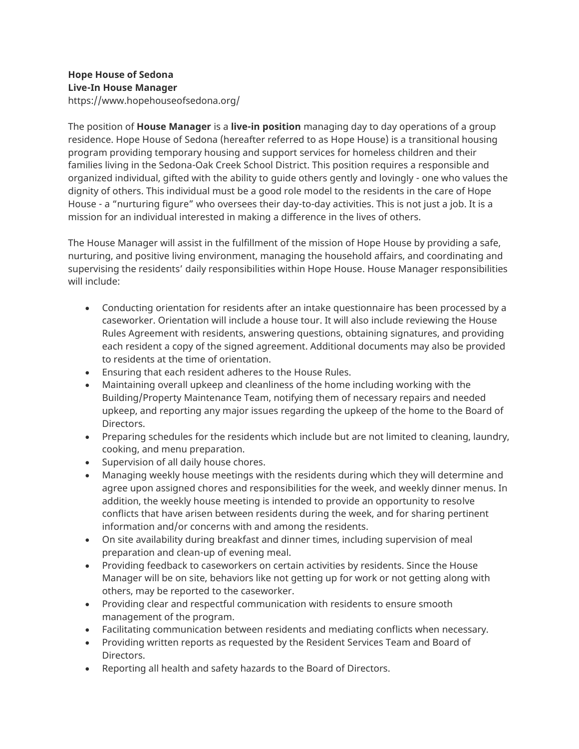**Hope House of Sedona**
**Live-In House Manager**
https://www.hopehouseofsedona.org/

The position of **House Manager** is a **live-in position** managing day to day operations of a group residence. Hope House of Sedona (hereafter referred to as Hope House) is a transitional housing program providing temporary housing and support services for homeless children and their families living in the Sedona-Oak Creek School District. This position requires a responsible and organized individual, gifted with the ability to guide others gently and lovingly - one who values the dignity of others. This individual must be a good role model to the residents in the care of Hope House - a "nurturing figure" who oversees their day-to-day activities. This is not just a job. It is a mission for an individual interested in making a difference in the lives of others.

The House Manager will assist in the fulfillment of the mission of Hope House by providing a safe, nurturing, and positive living environment, managing the household affairs, and coordinating and supervising the residents' daily responsibilities within Hope House. House Manager responsibilities will include:

- Conducting orientation for residents after an intake questionnaire has been processed by a caseworker. Orientation will include a house tour. It will also include reviewing the House Rules Agreement with residents, answering questions, obtaining signatures, and providing each resident a copy of the signed agreement. Additional documents may also be provided to residents at the time of orientation.
- Ensuring that each resident adheres to the House Rules.
- Maintaining overall upkeep and cleanliness of the home including working with the Building/Property Maintenance Team, notifying them of necessary repairs and needed upkeep, and reporting any major issues regarding the upkeep of the home to the Board of Directors.
- Preparing schedules for the residents which include but are not limited to cleaning, laundry, cooking, and menu preparation.
- Supervision of all daily house chores.
- Managing weekly house meetings with the residents during which they will determine and agree upon assigned chores and responsibilities for the week, and weekly dinner menus. In addition, the weekly house meeting is intended to provide an opportunity to resolve conflicts that have arisen between residents during the week, and for sharing pertinent information and/or concerns with and among the residents.
- On site availability during breakfast and dinner times, including supervision of meal preparation and clean-up of evening meal.
- Providing feedback to caseworkers on certain activities by residents. Since the House Manager will be on site, behaviors like not getting up for work or not getting along with others, may be reported to the caseworker.
- Providing clear and respectful communication with residents to ensure smooth management of the program.
- Facilitating communication between residents and mediating conflicts when necessary.
- Providing written reports as requested by the Resident Services Team and Board of Directors.
- Reporting all health and safety hazards to the Board of Directors.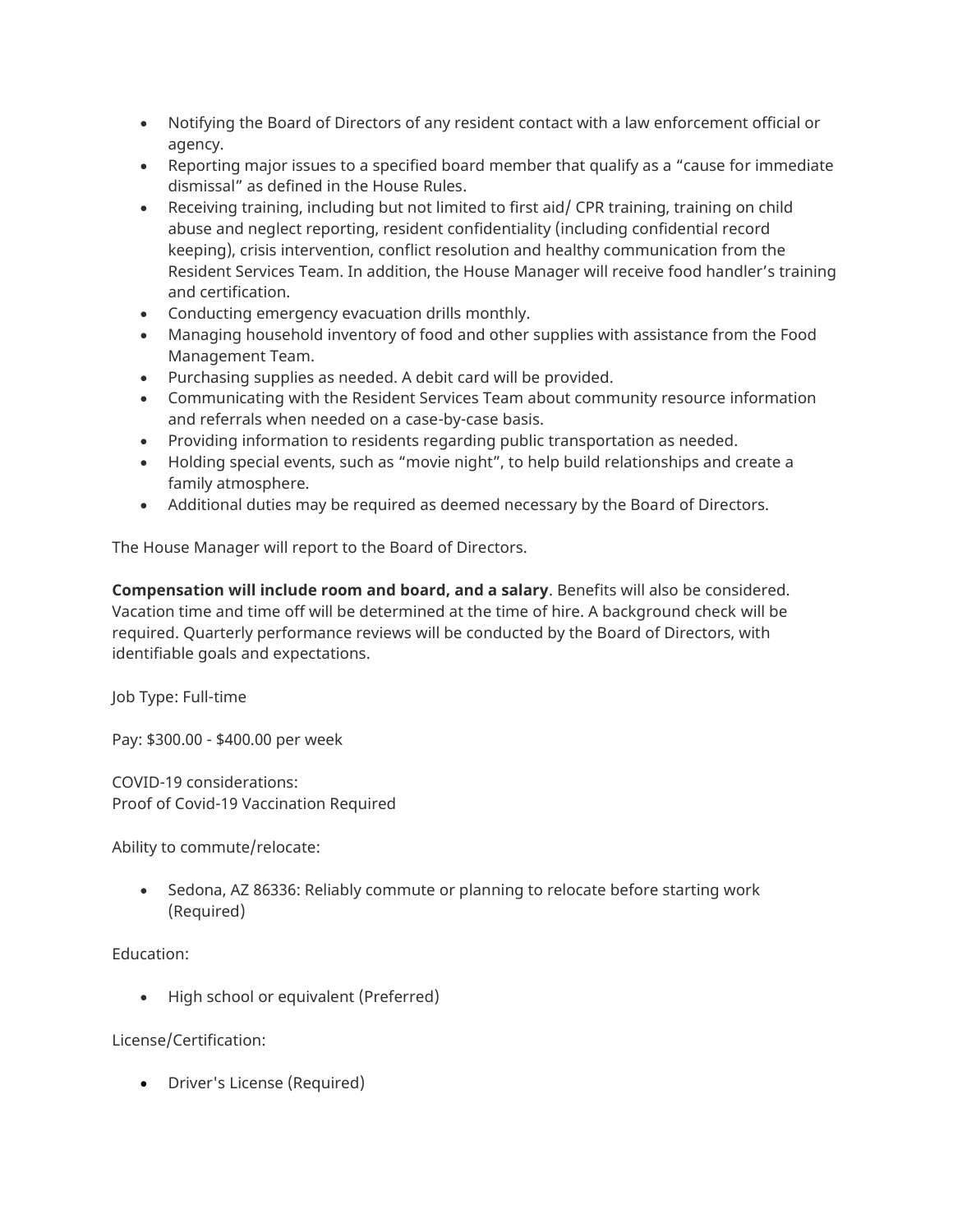- Notifying the Board of Directors of any resident contact with a law enforcement official or agency.
- Reporting major issues to a specified board member that qualify as a "cause for immediate dismissal" as defined in the House Rules.
- Receiving training, including but not limited to first aid/ CPR training, training on child abuse and neglect reporting, resident confidentiality (including confidential record keeping), crisis intervention, conflict resolution and healthy communication from the Resident Services Team. In addition, the House Manager will receive food handler's training and certification.
- Conducting emergency evacuation drills monthly.
- Managing household inventory of food and other supplies with assistance from the Food Management Team.
- Purchasing supplies as needed. A debit card will be provided.
- Communicating with the Resident Services Team about community resource information and referrals when needed on a case-by-case basis.
- Providing information to residents regarding public transportation as needed.
- Holding special events, such as "movie night", to help build relationships and create a family atmosphere.
- Additional duties may be required as deemed necessary by the Board of Directors.

The House Manager will report to the Board of Directors.

**Compensation will include room and board, and a salary**. Benefits will also be considered. Vacation time and time off will be determined at the time of hire. A background check will be required. Quarterly performance reviews will be conducted by the Board of Directors, with identifiable goals and expectations.

Job Type: Full-time

Pay: $300.00 - $400.00 per week

COVID-19 considerations:
Proof of Covid-19 Vaccination Required

Ability to commute/relocate:

- Sedona, AZ 86336: Reliably commute or planning to relocate before starting work (Required)

Education:

- High school or equivalent (Preferred)

License/Certification:

- Driver's License (Required)